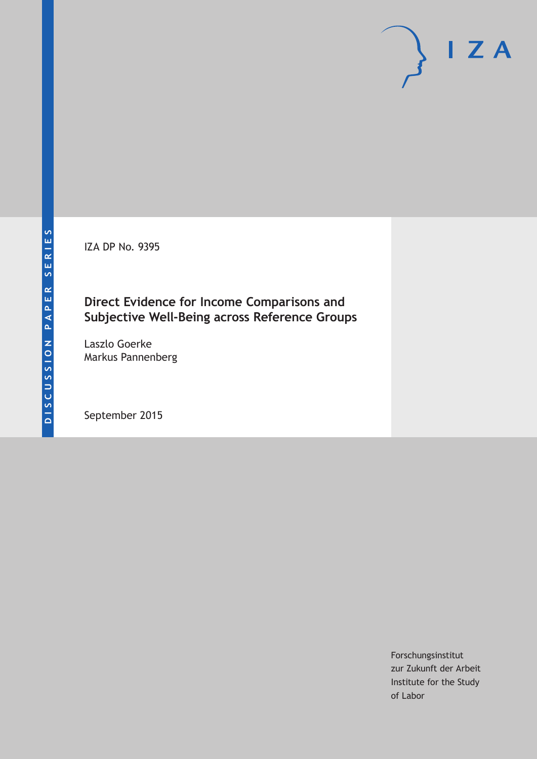DISCUSSION PAPER SERIES

IZA

IZA DP No. 9395

# Direct Evidence for Income Comparisons and Subjective Well-Being across Reference Groups

Laszlo Goerke
Markus Pannenberg

September 2015

Forschungsinstitut
zur Zukunft der Arbeit
Institute for the Study
of Labor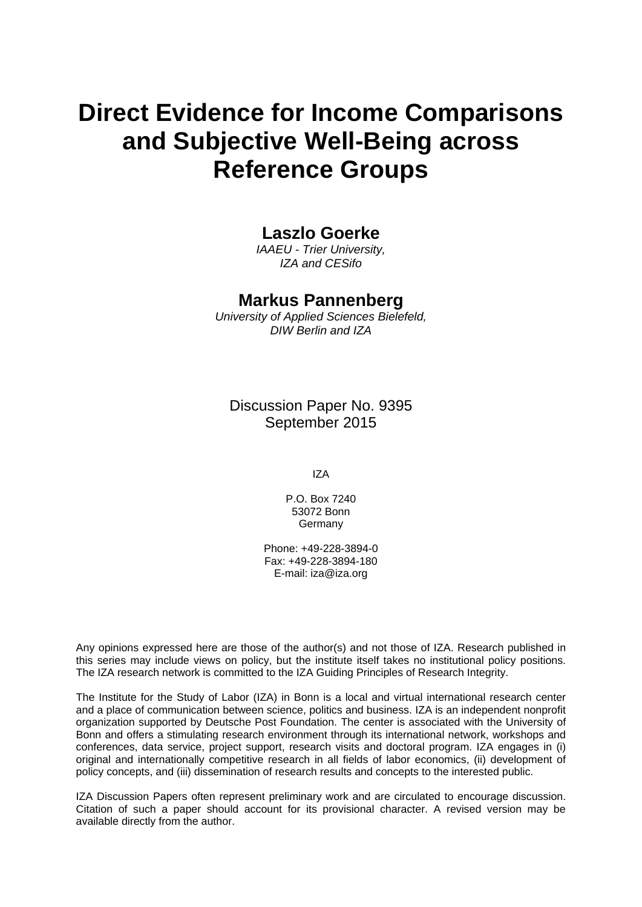# Direct Evidence for Income Comparisons and Subjective Well-Being across Reference Groups

**Laszlo Goerke**

*IAAEU - Trier University, IZA and CESifo*

**Markus Pannenberg**

*University of Applied Sciences Bielefeld, DIW Berlin and IZA*

Discussion Paper No. 9395
September 2015

IZA

P.O. Box 7240
53072 Bonn
Germany

Phone: +49-228-3894-0
Fax: +49-228-3894-180
E-mail: iza@iza.org

Any opinions expressed here are those of the author(s) and not those of IZA. Research published in this series may include views on policy, but the institute itself takes no institutional policy positions. The IZA research network is committed to the IZA Guiding Principles of Research Integrity.

The Institute for the Study of Labor (IZA) in Bonn is a local and virtual international research center and a place of communication between science, politics and business. IZA is an independent nonprofit organization supported by Deutsche Post Foundation. The center is associated with the University of Bonn and offers a stimulating research environment through its international network, workshops and conferences, data service, project support, research visits and doctoral program. IZA engages in (i) original and internationally competitive research in all fields of labor economics, (ii) development of policy concepts, and (iii) dissemination of research results and concepts to the interested public.

IZA Discussion Papers often represent preliminary work and are circulated to encourage discussion. Citation of such a paper should account for its provisional character. A revised version may be available directly from the author.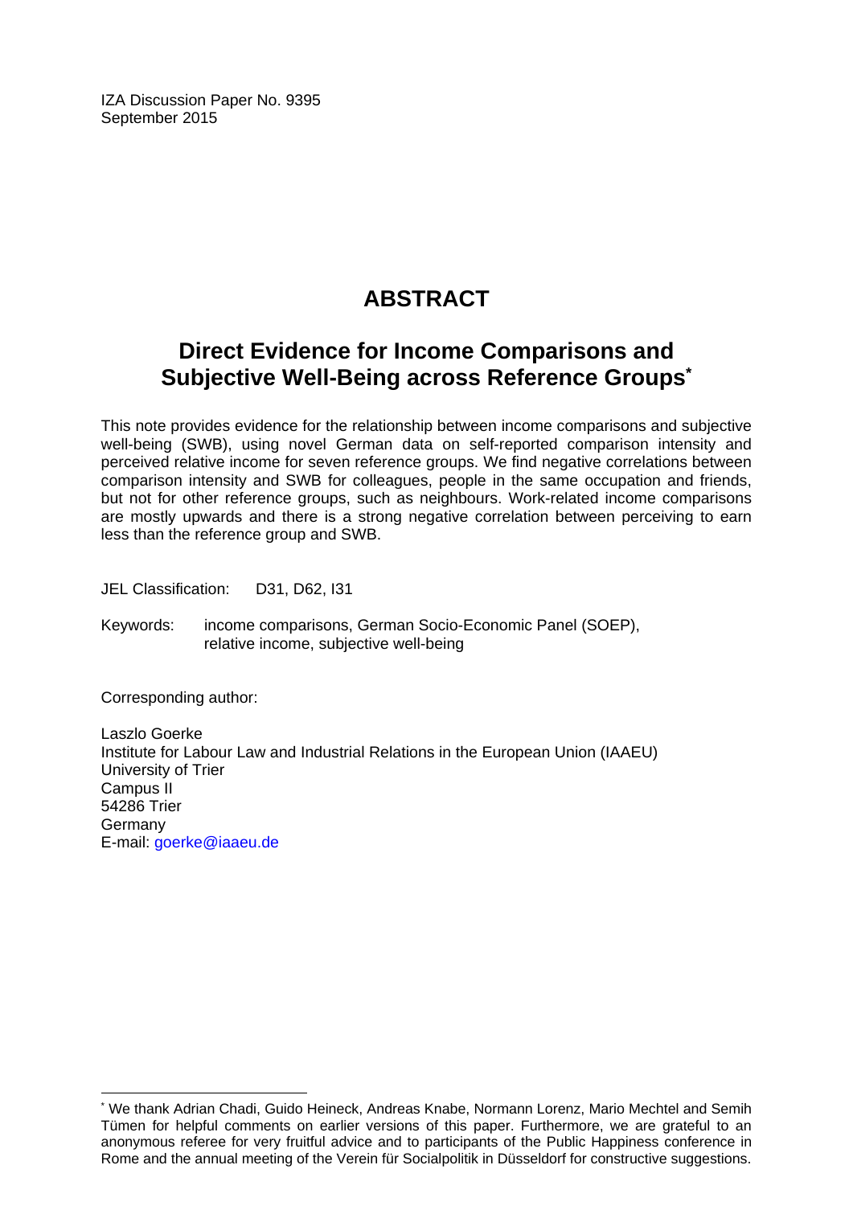IZA Discussion Paper No. 9395
September 2015

# ABSTRACT

## Direct Evidence for Income Comparisons and Subjective Well-Being across Reference Groups*

This note provides evidence for the relationship between income comparisons and subjective well-being (SWB), using novel German data on self-reported comparison intensity and perceived relative income for seven reference groups. We find negative correlations between comparison intensity and SWB for colleagues, people in the same occupation and friends, but not for other reference groups, such as neighbours. Work-related income comparisons are mostly upwards and there is a strong negative correlation between perceiving to earn less than the reference group and SWB.

JEL Classification: D31, D62, I31

Keywords: income comparisons, German Socio-Economic Panel (SOEP), relative income, subjective well-being

Corresponding author:

Laszlo Goerke
Institute for Labour Law and Industrial Relations in the European Union (IAAEU)
University of Trier
Campus II
54286 Trier
Germany
E-mail: goerke@iaaeu.de

---

* We thank Adrian Chadi, Guido Heineck, Andreas Knabe, Normann Lorenz, Mario Mechtel and Semih Tümen for helpful comments on earlier versions of this paper. Furthermore, we are grateful to an anonymous referee for very fruitful advice and to participants of the Public Happiness conference in Rome and the annual meeting of the Verein für Socialpolitik in Düsseldorf for constructive suggestions.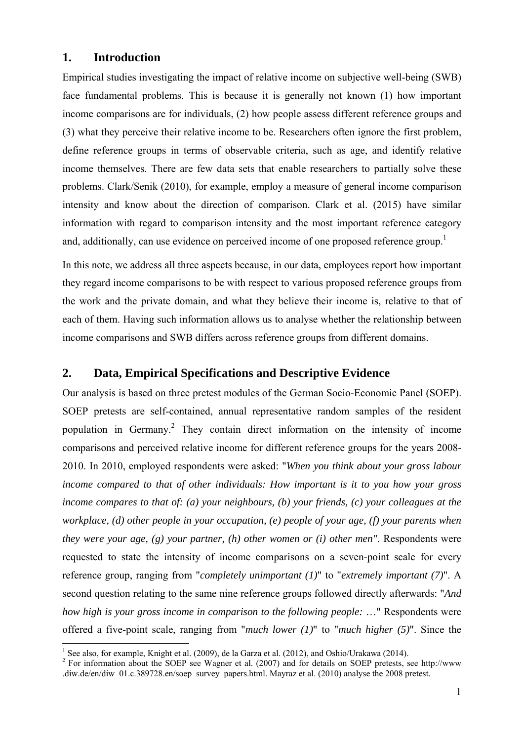## 1. Introduction

Empirical studies investigating the impact of relative income on subjective well-being (SWB) face fundamental problems. This is because it is generally not known (1) how important income comparisons are for individuals, (2) how people assess different reference groups and (3) what they perceive their relative income to be. Researchers often ignore the first problem, define reference groups in terms of observable criteria, such as age, and identify relative income themselves. There are few data sets that enable researchers to partially solve these problems. Clark/Senik (2010), for example, employ a measure of general income comparison intensity and know about the direction of comparison. Clark et al. (2015) have similar information with regard to comparison intensity and the most important reference category and, additionally, can use evidence on perceived income of one proposed reference group.[1]

In this note, we address all three aspects because, in our data, employees report how important they regard income comparisons to be with respect to various proposed reference groups from the work and the private domain, and what they believe their income is, relative to that of each of them. Having such information allows us to analyse whether the relationship between income comparisons and SWB differs across reference groups from different domains.

## 2. Data, Empirical Specifications and Descriptive Evidence

Our analysis is based on three pretest modules of the German Socio-Economic Panel (SOEP). SOEP pretests are self-contained, annual representative random samples of the resident population in Germany.[2] They contain direct information on the intensity of income comparisons and perceived relative income for different reference groups for the years 2008-2010. In 2010, employed respondents were asked: "*When you think about your gross labour income compared to that of other individuals: How important is it to you how your gross income compares to that of: (a) your neighbours, (b) your friends, (c) your colleagues at the workplace, (d) other people in your occupation, (e) people of your age, (f) your parents when they were your age, (g) your partner, (h) other women or (i) other men"*. Respondents were requested to state the intensity of income comparisons on a seven-point scale for every reference group, ranging from "*completely unimportant (1)*" to "*extremely important (7)*". A second question relating to the same nine reference groups followed directly afterwards: "*And how high is your gross income in comparison to the following people: …*" Respondents were offered a five-point scale, ranging from "*much lower (1)*" to "*much higher (5)*". Since the

[1] See also, for example, Knight et al. (2009), de la Garza et al. (2012), and Oshio/Urakawa (2014).

[2] For information about the SOEP see Wagner et al. (2007) and for details on SOEP pretests, see http://www.diw.de/en/diw_01.c.389728.en/soep_survey_papers.html. Mayraz et al. (2010) analyse the 2008 pretest.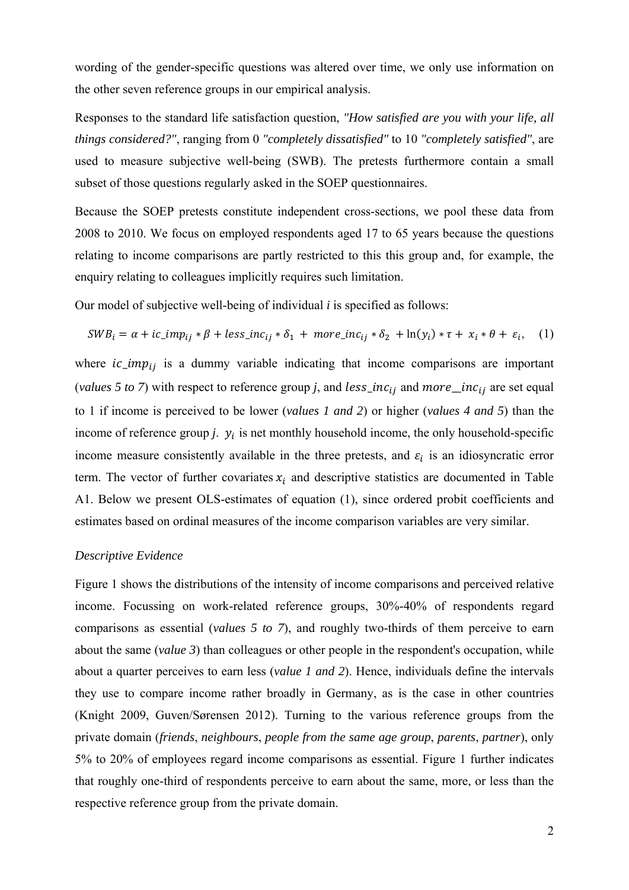wording of the gender-specific questions was altered over time, we only use information on the other seven reference groups in our empirical analysis.

Responses to the standard life satisfaction question, *"How satisfied are you with your life, all things considered?"*, ranging from 0 *"completely dissatisfied"* to 10 *"completely satisfied"*, are used to measure subjective well-being (SWB). The pretests furthermore contain a small subset of those questions regularly asked in the SOEP questionnaires.

Because the SOEP pretests constitute independent cross-sections, we pool these data from 2008 to 2010. We focus on employed respondents aged 17 to 65 years because the questions relating to income comparisons are partly restricted to this this group and, for example, the enquiry relating to colleagues implicitly requires such limitation.

Our model of subjective well-being of individual *i* is specified as follows:

$$SWB_i = \alpha + ic\_imp_{ij} * \beta + less\_inc_{ij} * \delta_1 + more\_inc_{ij} * \delta_2 + \ln(y_i) * \tau + x_i * \theta + \varepsilon_i, \quad (1)$$

where $ic\_imp_{ij}$ is a dummy variable indicating that income comparisons are important (*values 5 to 7*) with respect to reference group *j*, and $less\_inc_{ij}$ and $more\_inc_{ij}$ are set equal to 1 if income is perceived to be lower (*values 1 and 2*) or higher (*values 4 and 5*) than the income of reference group *j*. $y_i$ is net monthly household income, the only household-specific income measure consistently available in the three pretests, and $\varepsilon_i$ is an idiosyncratic error term. The vector of further covariates $x_i$ and descriptive statistics are documented in Table A1. Below we present OLS-estimates of equation (1), since ordered probit coefficients and estimates based on ordinal measures of the income comparison variables are very similar.

*Descriptive Evidence*

Figure 1 shows the distributions of the intensity of income comparisons and perceived relative income. Focussing on work-related reference groups, 30%-40% of respondents regard comparisons as essential (*values 5 to 7*), and roughly two-thirds of them perceive to earn about the same (*value 3*) than colleagues or other people in the respondent's occupation, while about a quarter perceives to earn less (*value 1 and 2*). Hence, individuals define the intervals they use to compare income rather broadly in Germany, as is the case in other countries (Knight 2009, Guven/Sørensen 2012). Turning to the various reference groups from the private domain (*friends*, *neighbours*, *people from the same age group*, *parents*, *partner*), only 5% to 20% of employees regard income comparisons as essential. Figure 1 further indicates that roughly one-third of respondents perceive to earn about the same, more, or less than the respective reference group from the private domain.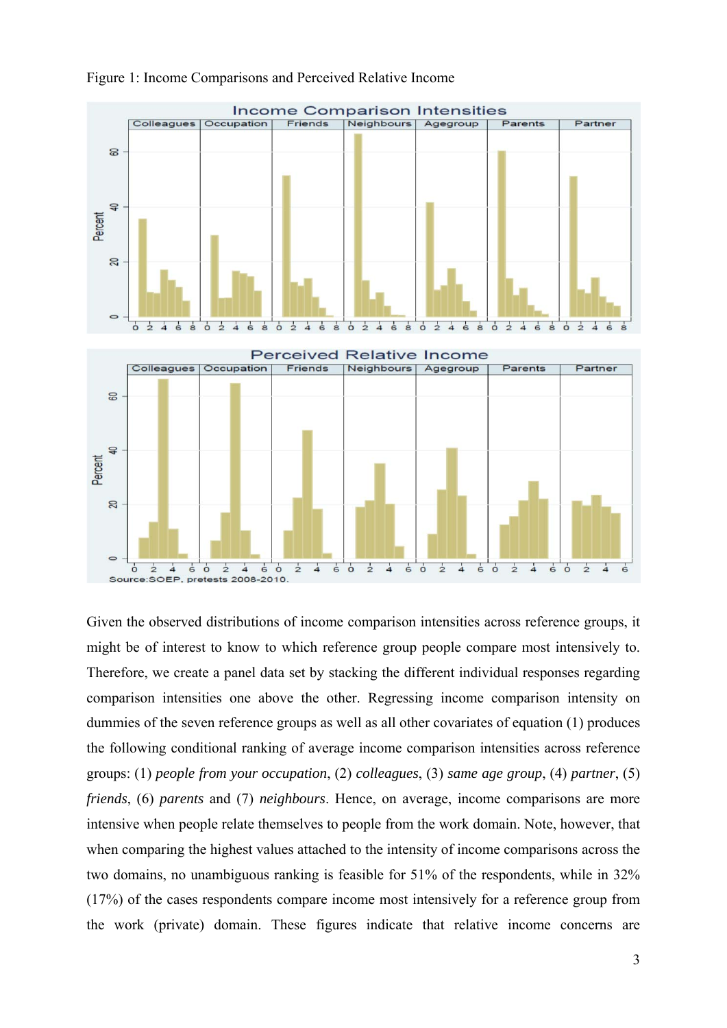Figure 1: Income Comparisons and Perceived Relative Income

Given the observed distributions of income comparison intensities across reference groups, it might be of interest to know to which reference group people compare most intensively to. Therefore, we create a panel data set by stacking the different individual responses regarding comparison intensities one above the other. Regressing income comparison intensity on dummies of the seven reference groups as well as all other covariates of equation (1) produces the following conditional ranking of average income comparison intensities across reference groups: (1) *people from your occupation*, (2) *colleagues*, (3) *same age group*, (4) *partner*, (5) *friends*, (6) *parents* and (7) *neighbours*. Hence, on average, income comparisons are more intensive when people relate themselves to people from the work domain. Note, however, that when comparing the highest values attached to the intensity of income comparisons across the two domains, no unambiguous ranking is feasible for 51% of the respondents, while in 32% (17%) of the cases respondents compare income most intensively for a reference group from the work (private) domain. These figures indicate that relative income concerns are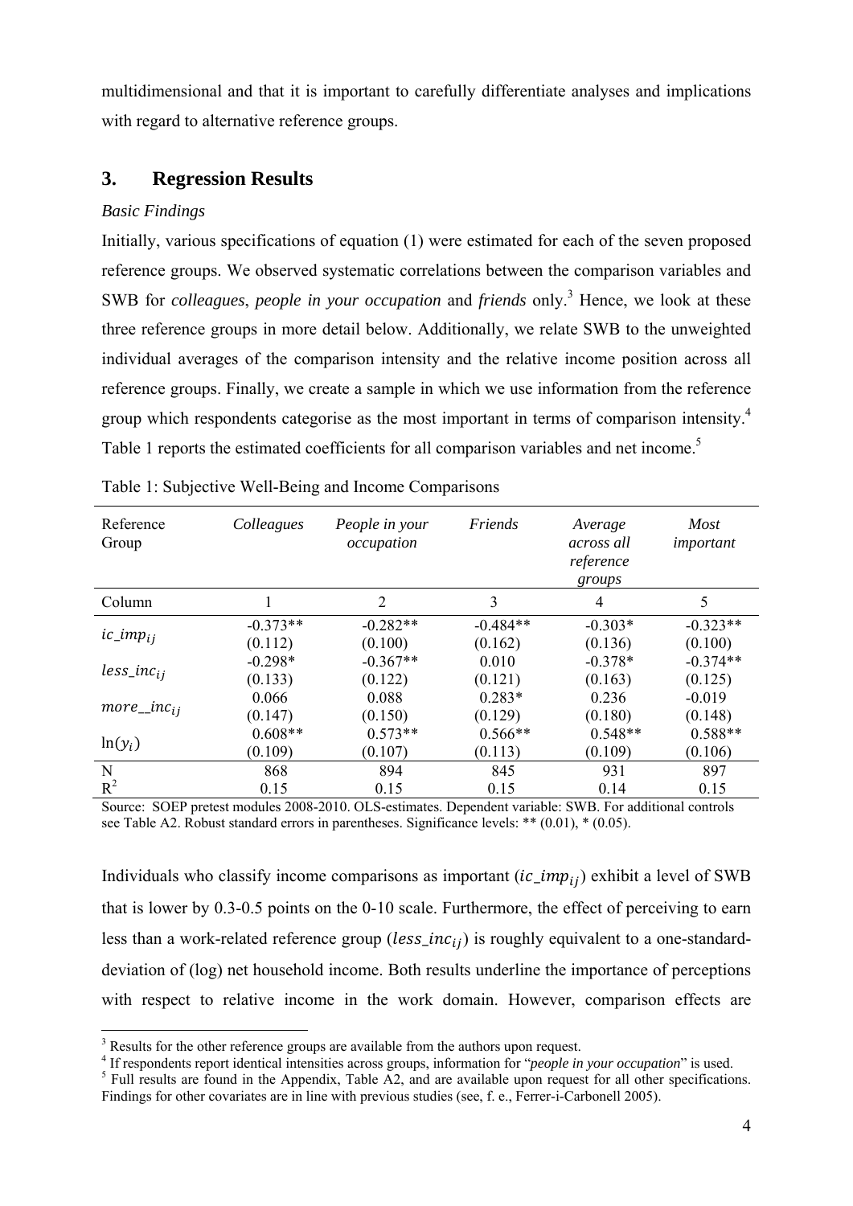multidimensional and that it is important to carefully differentiate analyses and implications with regard to alternative reference groups.

## 3. Regression Results

*Basic Findings*

Initially, various specifications of equation (1) were estimated for each of the seven proposed reference groups. We observed systematic correlations between the comparison variables and SWB for *colleagues*, *people in your occupation* and *friends* only.[3] Hence, we look at these three reference groups in more detail below. Additionally, we relate SWB to the unweighted individual averages of the comparison intensity and the relative income position across all reference groups. Finally, we create a sample in which we use information from the reference group which respondents categorise as the most important in terms of comparison intensity.[4] Table 1 reports the estimated coefficients for all comparison variables and net income.[5]

Table 1: Subjective Well-Being and Income Comparisons

| Reference Group | *Colleagues* | *People in your occupation* | *Friends* | *Average across all reference groups* | *Most important* |
|---|---|---|---|---|---|
| Column | 1 | 2 | 3 | 4 | 5 |
| $ic\_imp_{ij}$ | -0.373** | -0.282** | -0.484** | -0.303* | -0.323** |
| | (0.112) | (0.100) | (0.162) | (0.136) | (0.100) |
| $less\_inc_{ij}$ | -0.298* | -0.367** | 0.010 | -0.378* | -0.374** |
| | (0.133) | (0.122) | (0.121) | (0.163) | (0.125) |
| $more\_\_inc_{ij}$ | 0.066 | 0.088 | 0.283* | 0.236 | -0.019 |
| | (0.147) | (0.150) | (0.129) | (0.180) | (0.148) |
| $\ln(y_i)$ | 0.608** | 0.573** | 0.566** | 0.548** | 0.588** |
| | (0.109) | (0.107) | (0.113) | (0.109) | (0.106) |
| N | 868 | 894 | 845 | 931 | 897 |
| $R^2$ | 0.15 | 0.15 | 0.15 | 0.14 | 0.15 |

Source: SOEP pretest modules 2008-2010. OLS-estimates. Dependent variable: SWB. For additional controls see Table A2. Robust standard errors in parentheses. Significance levels: ** (0.01), * (0.05).

Individuals who classify income comparisons as important ($ic\_imp_{ij}$) exhibit a level of SWB that is lower by 0.3-0.5 points on the 0-10 scale. Furthermore, the effect of perceiving to earn less than a work-related reference group ($less\_inc_{ij}$) is roughly equivalent to a one-standard-deviation of (log) net household income. Both results underline the importance of perceptions with respect to relative income in the work domain. However, comparison effects are

---

[3] Results for the other reference groups are available from the authors upon request.

[4] If respondents report identical intensities across groups, information for "*people in your occupation*" is used.

[5] Full results are found in the Appendix, Table A2, and are available upon request for all other specifications. Findings for other covariates are in line with previous studies (see, f. e., Ferrer-i-Carbonell 2005).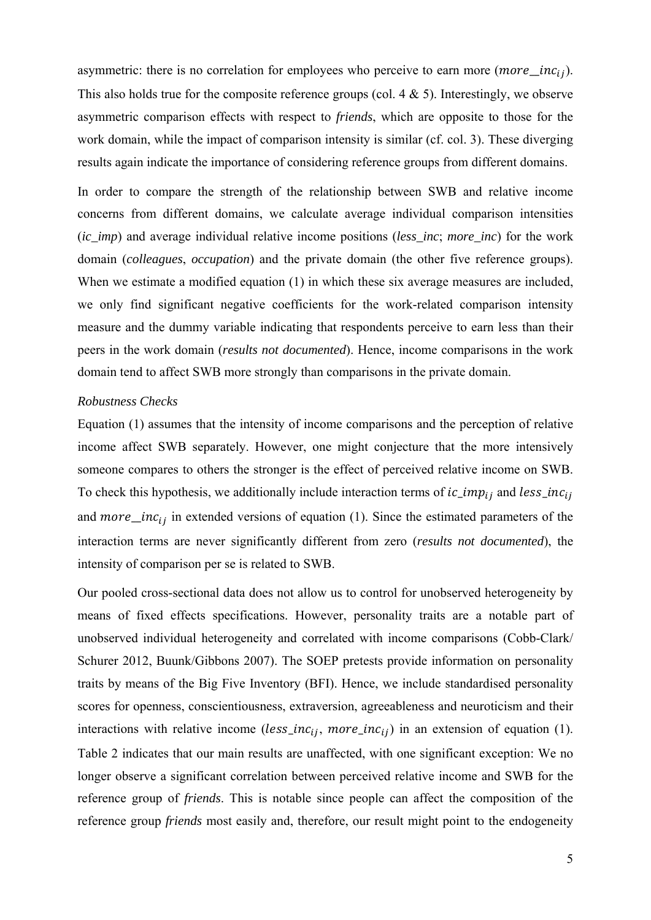asymmetric: there is no correlation for employees who perceive to earn more ($more\_inc_{ij}$). This also holds true for the composite reference groups (col. 4 & 5). Interestingly, we observe asymmetric comparison effects with respect to *friends*, which are opposite to those for the work domain, while the impact of comparison intensity is similar (cf. col. 3). These diverging results again indicate the importance of considering reference groups from different domains.

In order to compare the strength of the relationship between SWB and relative income concerns from different domains, we calculate average individual comparison intensities (*ic_imp*) and average individual relative income positions (*less_inc*; *more_inc*) for the work domain (*colleagues*, *occupation*) and the private domain (the other five reference groups). When we estimate a modified equation (1) in which these six average measures are included, we only find significant negative coefficients for the work-related comparison intensity measure and the dummy variable indicating that respondents perceive to earn less than their peers in the work domain (***results not documented***). Hence, income comparisons in the work domain tend to affect SWB more strongly than comparisons in the private domain.

*Robustness Checks*

Equation (1) assumes that the intensity of income comparisons and the perception of relative income affect SWB separately. However, one might conjecture that the more intensively someone compares to others the stronger is the effect of perceived relative income on SWB. To check this hypothesis, we additionally include interaction terms of $ic\_imp_{ij}$ and $less\_inc_{ij}$ and $more\_inc_{ij}$ in extended versions of equation (1). Since the estimated parameters of the interaction terms are never significantly different from zero (***results not documented***), the intensity of comparison per se is related to SWB.

Our pooled cross-sectional data does not allow us to control for unobserved heterogeneity by means of fixed effects specifications. However, personality traits are a notable part of unobserved individual heterogeneity and correlated with income comparisons (Cobb-Clark/ Schurer 2012, Buunk/Gibbons 2007). The SOEP pretests provide information on personality traits by means of the Big Five Inventory (BFI). Hence, we include standardised personality scores for openness, conscientiousness, extraversion, agreeableness and neuroticism and their interactions with relative income ($less\_inc_{ij}$, $more\_inc_{ij}$) in an extension of equation (1). Table 2 indicates that our main results are unaffected, with one significant exception: We no longer observe a significant correlation between perceived relative income and SWB for the reference group of *friends*. This is notable since people can affect the composition of the reference group *friends* most easily and, therefore, our result might point to the endogeneity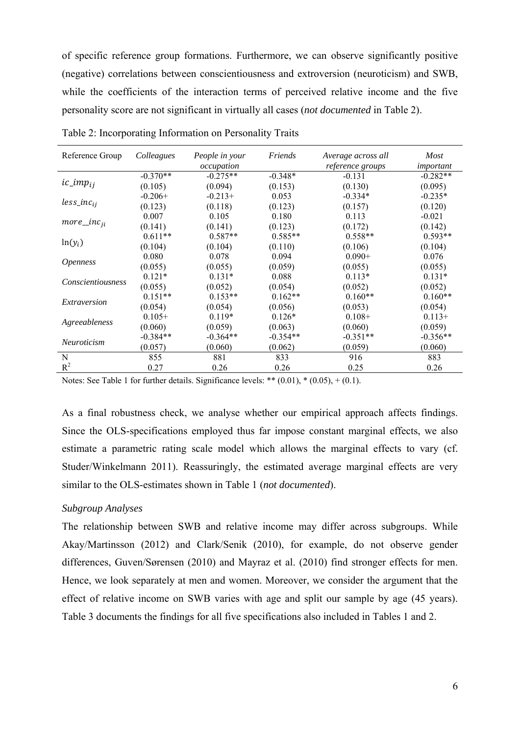of specific reference group formations. Furthermore, we can observe significantly positive (negative) correlations between conscientiousness and extroversion (neuroticism) and SWB, while the coefficients of the interaction terms of perceived relative income and the five personality score are not significant in virtually all cases (*not documented* in Table 2).

Table 2: Incorporating Information on Personality Traits

| Reference Group | *Colleagues* | *People in your occupation* | *Friends* | *Average across all reference groups* | *Most important* |
|---|---|---|---|---|---|
| $ic\_imp_{ij}$ | -0.370** | -0.275** | -0.348* | -0.131 | -0.282** |
| | (0.105) | (0.094) | (0.153) | (0.130) | (0.095) |
| $less\_inc_{ij}$ | -0.206+ | -0.213+ | 0.053 | -0.334* | -0.235* |
| | (0.123) | (0.118) | (0.123) | (0.157) | (0.120) |
| $more\_inc_{ji}$ | 0.007 | 0.105 | 0.180 | 0.113 | -0.021 |
| | (0.141) | (0.141) | (0.123) | (0.172) | (0.142) |
| $\ln(y_i)$ | 0.611** | 0.587** | 0.585** | 0.558** | 0.593** |
| | (0.104) | (0.104) | (0.110) | (0.106) | (0.104) |
| *Openness* | 0.080 | 0.078 | 0.094 | 0.090+ | 0.076 |
| | (0.055) | (0.055) | (0.059) | (0.055) | (0.055) |
| *Conscientiousness* | 0.121* | 0.131* | 0.088 | 0.113* | 0.131* |
| | (0.055) | (0.052) | (0.054) | (0.052) | (0.052) |
| *Extraversion* | 0.151** | 0.153** | 0.162** | 0.160** | 0.160** |
| | (0.054) | (0.054) | (0.056) | (0.053) | (0.054) |
| *Agreeableness* | 0.105+ | 0.119* | 0.126* | 0.108+ | 0.113+ |
| | (0.060) | (0.059) | (0.063) | (0.060) | (0.059) |
| *Neuroticism* | -0.384** | -0.364** | -0.354** | -0.351** | -0.356** |
| | (0.057) | (0.060) | (0.062) | (0.059) | (0.060) |
| N | 855 | 881 | 833 | 916 | 883 |
| $R^2$ | 0.27 | 0.26 | 0.26 | 0.25 | 0.26 |

Notes: See Table 1 for further details. Significance levels: ** (0.01), * (0.05), + (0.1).

As a final robustness check, we analyse whether our empirical approach affects findings. Since the OLS-specifications employed thus far impose constant marginal effects, we also estimate a parametric rating scale model which allows the marginal effects to vary (cf. Studer/Winkelmann 2011). Reassuringly, the estimated average marginal effects are very similar to the OLS-estimates shown in Table 1 (*not documented*).

*Subgroup Analyses*

The relationship between SWB and relative income may differ across subgroups. While Akay/Martinsson (2012) and Clark/Senik (2010), for example, do not observe gender differences, Guven/Sørensen (2010) and Mayraz et al. (2010) find stronger effects for men. Hence, we look separately at men and women. Moreover, we consider the argument that the effect of relative income on SWB varies with age and split our sample by age (45 years). Table 3 documents the findings for all five specifications also included in Tables 1 and 2.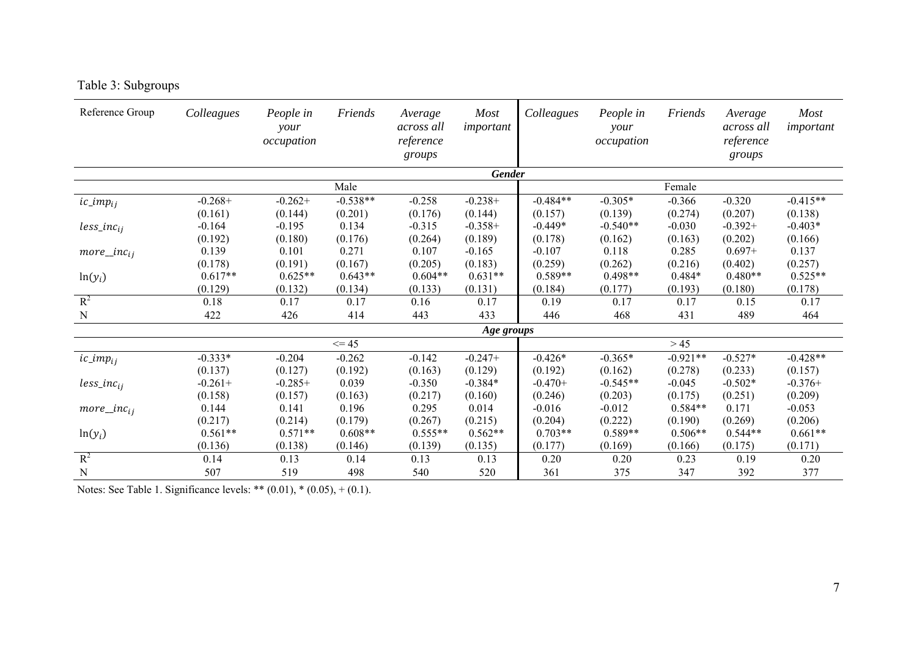Table 3: Subgroups

| Reference Group | *Colleagues* | *People in your occupation* | *Friends* | *Average across all reference groups* | *Most important* | *Colleagues* | *People in your occupation* | *Friends* | *Average across all reference groups* | *Most important* |
|---|---|---|---|---|---|---|---|---|---|---|
| | | | | | ***Gender*** | | | | | |
| | | | Male | | | | | Female | | |
| $ic\_imp_{ij}$ | -0.268+ | -0.262+ | -0.538** | -0.258 | -0.238+ | -0.484** | -0.305* | -0.366 | -0.320 | -0.415** |
| | (0.161) | (0.144) | (0.201) | (0.176) | (0.144) | (0.157) | (0.139) | (0.274) | (0.207) | (0.138) |
| $less\_inc_{ij}$ | -0.164 | -0.195 | 0.134 | -0.315 | -0.358+ | -0.449* | -0.540** | -0.030 | -0.392+ | -0.403* |
| | (0.192) | (0.180) | (0.176) | (0.264) | (0.189) | (0.178) | (0.162) | (0.163) | (0.202) | (0.166) |
| $more\_\_inc_{ij}$ | 0.139 | 0.101 | 0.271 | 0.107 | -0.165 | -0.107 | 0.118 | 0.285 | 0.697+ | 0.137 |
| | (0.178) | (0.191) | (0.167) | (0.205) | (0.183) | (0.259) | (0.262) | (0.216) | (0.402) | (0.257) |
| $\ln(y_i)$ | 0.617** | 0.625** | 0.643** | 0.604** | 0.631** | 0.589** | 0.498** | 0.484* | 0.480** | 0.525** |
| | (0.129) | (0.132) | (0.134) | (0.133) | (0.131) | (0.184) | (0.177) | (0.193) | (0.180) | (0.178) |
| $R^2$ | 0.18 | 0.17 | 0.17 | 0.16 | 0.17 | 0.19 | 0.17 | 0.17 | 0.15 | 0.17 |
| N | 422 | 426 | 414 | 443 | 433 | 446 | 468 | 431 | 489 | 464 |
| | | | | | ***Age groups*** | | | | | |
| | | | <= 45 | | | | | > 45 | | |
| $ic\_imp_{ij}$ | -0.333* | -0.204 | -0.262 | -0.142 | -0.247+ | -0.426* | -0.365* | -0.921** | -0.527* | -0.428** |
| | (0.137) | (0.127) | (0.192) | (0.163) | (0.129) | (0.192) | (0.162) | (0.278) | (0.233) | (0.157) |
| $less\_inc_{ij}$ | -0.261+ | -0.285+ | 0.039 | -0.350 | -0.384* | -0.470+ | -0.545** | -0.045 | -0.502* | -0.376+ |
| | (0.158) | (0.157) | (0.163) | (0.217) | (0.160) | (0.246) | (0.203) | (0.175) | (0.251) | (0.209) |
| $more\_\_inc_{ij}$ | 0.144 | 0.141 | 0.196 | 0.295 | 0.014 | -0.016 | -0.012 | 0.584** | 0.171 | -0.053 |
| | (0.217) | (0.214) | (0.179) | (0.267) | (0.215) | (0.204) | (0.222) | (0.190) | (0.269) | (0.206) |
| $\ln(y_i)$ | 0.561** | 0.571** | 0.608** | 0.555** | 0.562** | 0.703** | 0.589** | 0.506** | 0.544** | 0.661** |
| | (0.136) | (0.138) | (0.146) | (0.139) | (0.135) | (0.177) | (0.169) | (0.166) | (0.175) | (0.171) |
| $R^2$ | 0.14 | 0.13 | 0.14 | 0.13 | 0.13 | 0.20 | 0.20 | 0.23 | 0.19 | 0.20 |
| N | 507 | 519 | 498 | 540 | 520 | 361 | 375 | 347 | 392 | 377 |

Notes: See Table 1. Significance levels: ** (0.01), * (0.05), + (0.1).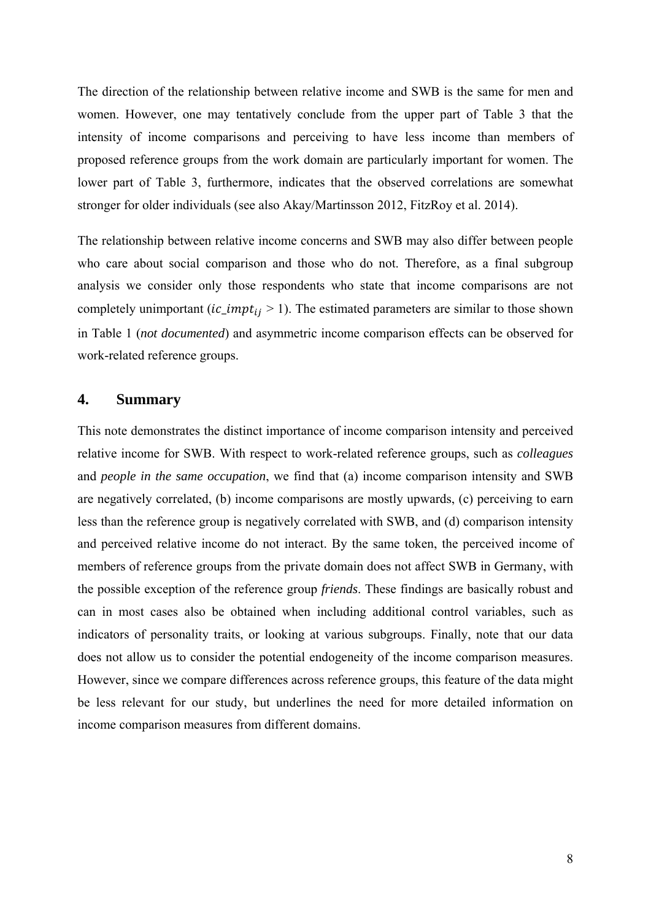The direction of the relationship between relative income and SWB is the same for men and women. However, one may tentatively conclude from the upper part of Table 3 that the intensity of income comparisons and perceiving to have less income than members of proposed reference groups from the work domain are particularly important for women. The lower part of Table 3, furthermore, indicates that the observed correlations are somewhat stronger for older individuals (see also Akay/Martinsson 2012, FitzRoy et al. 2014).

The relationship between relative income concerns and SWB may also differ between people who care about social comparison and those who do not. Therefore, as a final subgroup analysis we consider only those respondents who state that income comparisons are not completely unimportant ($ic\_impt_{ij} > 1$). The estimated parameters are similar to those shown in Table 1 (*not documented*) and asymmetric income comparison effects can be observed for work-related reference groups.

## 4. Summary

This note demonstrates the distinct importance of income comparison intensity and perceived relative income for SWB. With respect to work-related reference groups, such as *colleagues* and *people in the same occupation*, we find that (a) income comparison intensity and SWB are negatively correlated, (b) income comparisons are mostly upwards, (c) perceiving to earn less than the reference group is negatively correlated with SWB, and (d) comparison intensity and perceived relative income do not interact. By the same token, the perceived income of members of reference groups from the private domain does not affect SWB in Germany, with the possible exception of the reference group *friends*. These findings are basically robust and can in most cases also be obtained when including additional control variables, such as indicators of personality traits, or looking at various subgroups. Finally, note that our data does not allow us to consider the potential endogeneity of the income comparison measures. However, since we compare differences across reference groups, this feature of the data might be less relevant for our study, but underlines the need for more detailed information on income comparison measures from different domains.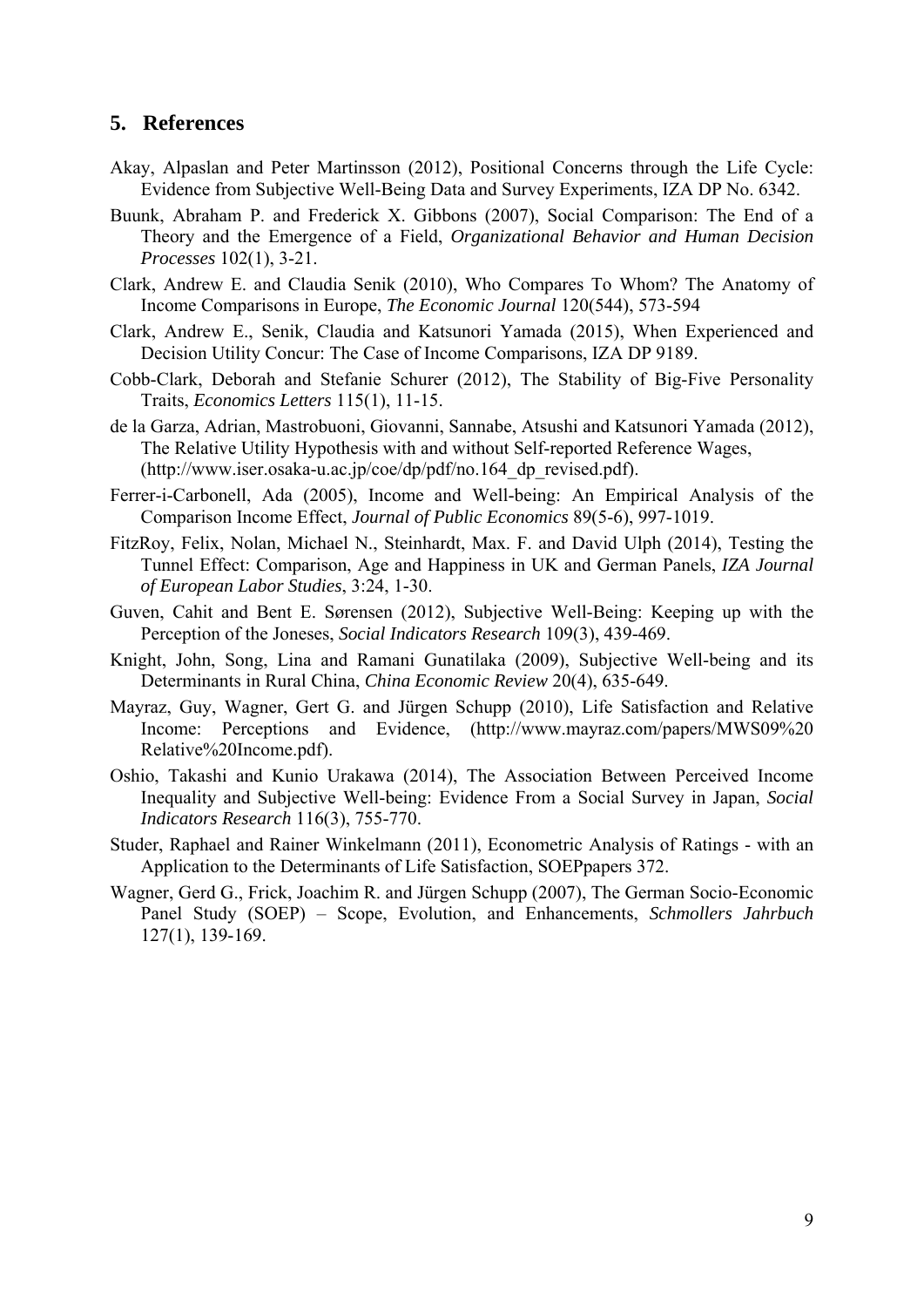## 5. References

Akay, Alpaslan and Peter Martinsson (2012), Positional Concerns through the Life Cycle: Evidence from Subjective Well-Being Data and Survey Experiments, IZA DP No. 6342.

Buunk, Abraham P. and Frederick X. Gibbons (2007), Social Comparison: The End of a Theory and the Emergence of a Field, *Organizational Behavior and Human Decision Processes* 102(1), 3-21.

Clark, Andrew E. and Claudia Senik (2010), Who Compares To Whom? The Anatomy of Income Comparisons in Europe, *The Economic Journal* 120(544), 573-594

Clark, Andrew E., Senik, Claudia and Katsunori Yamada (2015), When Experienced and Decision Utility Concur: The Case of Income Comparisons, IZA DP 9189.

Cobb-Clark, Deborah and Stefanie Schurer (2012), The Stability of Big-Five Personality Traits, *Economics Letters* 115(1), 11-15.

de la Garza, Adrian, Mastrobuoni, Giovanni, Sannabe, Atsushi and Katsunori Yamada (2012), The Relative Utility Hypothesis with and without Self-reported Reference Wages, (http://www.iser.osaka-u.ac.jp/coe/dp/pdf/no.164_dp_revised.pdf).

Ferrer-i-Carbonell, Ada (2005), Income and Well-being: An Empirical Analysis of the Comparison Income Effect, *Journal of Public Economics* 89(5-6), 997-1019.

FitzRoy, Felix, Nolan, Michael N., Steinhardt, Max. F. and David Ulph (2014), Testing the Tunnel Effect: Comparison, Age and Happiness in UK and German Panels, *IZA Journal of European Labor Studies*, 3:24, 1-30.

Guven, Cahit and Bent E. Sørensen (2012), Subjective Well-Being: Keeping up with the Perception of the Joneses, *Social Indicators Research* 109(3), 439-469.

Knight, John, Song, Lina and Ramani Gunatilaka (2009), Subjective Well-being and its Determinants in Rural China, *China Economic Review* 20(4), 635-649.

Mayraz, Guy, Wagner, Gert G. and Jürgen Schupp (2010), Life Satisfaction and Relative Income: Perceptions and Evidence, (http://www.mayraz.com/papers/MWS09%20Relative%20Income.pdf).

Oshio, Takashi and Kunio Urakawa (2014), The Association Between Perceived Income Inequality and Subjective Well-being: Evidence From a Social Survey in Japan, *Social Indicators Research* 116(3), 755-770.

Studer, Raphael and Rainer Winkelmann (2011), Econometric Analysis of Ratings - with an Application to the Determinants of Life Satisfaction, SOEPpapers 372.

Wagner, Gerd G., Frick, Joachim R. and Jürgen Schupp (2007), The German Socio-Economic Panel Study (SOEP) – Scope, Evolution, and Enhancements, *Schmollers Jahrbuch* 127(1), 139-169.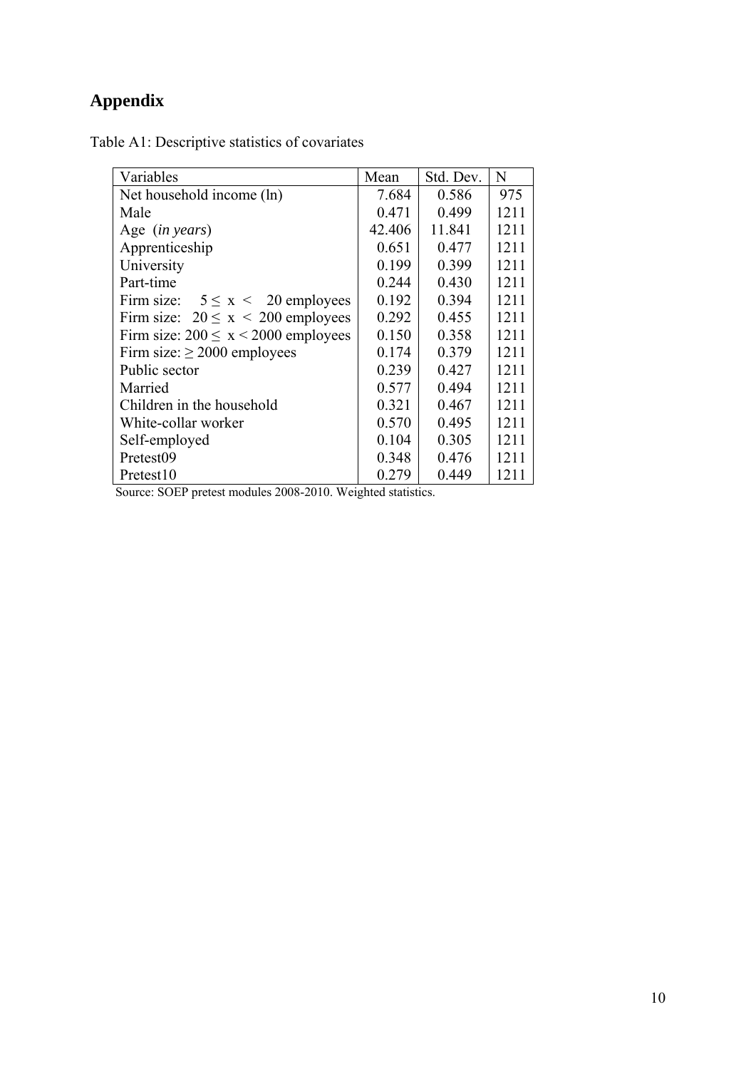# Appendix

Table A1: Descriptive statistics of covariates

| Variables | Mean | Std. Dev. | N |
|---|---|---|---|
| Net household income (ln) | 7.684 | 0.586 | 975 |
| Male | 0.471 | 0.499 | 1211 |
| Age (*in years*) | 42.406 | 11.841 | 1211 |
| Apprenticeship | 0.651 | 0.477 | 1211 |
| University | 0.199 | 0.399 | 1211 |
| Part-time | 0.244 | 0.430 | 1211 |
| Firm size: $5 \leq x < 20$ employees | 0.192 | 0.394 | 1211 |
| Firm size: $20 \leq x < 200$ employees | 0.292 | 0.455 | 1211 |
| Firm size: $200 \leq x < 2000$ employees | 0.150 | 0.358 | 1211 |
| Firm size: $\geq 2000$ employees | 0.174 | 0.379 | 1211 |
| Public sector | 0.239 | 0.427 | 1211 |
| Married | 0.577 | 0.494 | 1211 |
| Children in the household | 0.321 | 0.467 | 1211 |
| White-collar worker | 0.570 | 0.495 | 1211 |
| Self-employed | 0.104 | 0.305 | 1211 |
| Pretest09 | 0.348 | 0.476 | 1211 |
| Pretest10 | 0.279 | 0.449 | 1211 |

Source: SOEP pretest modules 2008-2010. Weighted statistics.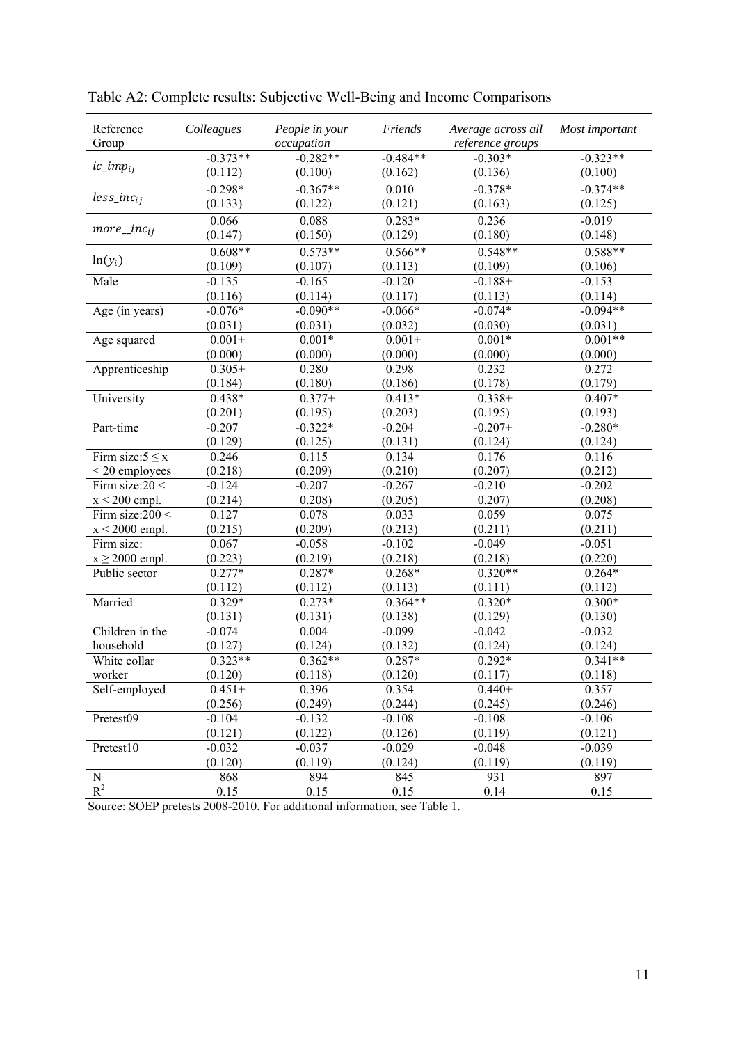Table A2: Complete results: Subjective Well-Being and Income Comparisons

| Reference Group | *Colleagues* | *People in your occupation* | *Friends* | *Average across all reference groups* | *Most important* |
|---|---|---|---|---|---|
| $ic\_imp_{ij}$ | -0.373** | -0.282** | -0.484** | -0.303* | -0.323** |
| | (0.112) | (0.100) | (0.162) | (0.136) | (0.100) |
| $less\_inc_{ij}$ | -0.298* | -0.367** | 0.010 | -0.378* | -0.374** |
| | (0.133) | (0.122) | (0.121) | (0.163) | (0.125) |
| $more\_inc_{ij}$ | 0.066 | 0.088 | 0.283* | 0.236 | -0.019 |
| | (0.147) | (0.150) | (0.129) | (0.180) | (0.148) |
| $\ln(y_i)$ | 0.608** | 0.573** | 0.566** | 0.548** | 0.588** |
| | (0.109) | (0.107) | (0.113) | (0.109) | (0.106) |
| Male | -0.135 | -0.165 | -0.120 | -0.188+ | -0.153 |
| | (0.116) | (0.114) | (0.117) | (0.113) | (0.114) |
| Age (in years) | -0.076* | -0.090** | -0.066* | -0.074* | -0.094** |
| | (0.031) | (0.031) | (0.032) | (0.030) | (0.031) |
| Age squared | 0.001+ | 0.001* | 0.001+ | 0.001* | 0.001** |
| | (0.000) | (0.000) | (0.000) | (0.000) | (0.000) |
| Apprenticeship | 0.305+ | 0.280 | 0.298 | 0.232 | 0.272 |
| | (0.184) | (0.180) | (0.186) | (0.178) | (0.179) |
| University | 0.438* | 0.377+ | 0.413* | 0.338+ | 0.407* |
| | (0.201) | (0.195) | (0.203) | (0.195) | (0.193) |
| Part-time | -0.207 | -0.322* | -0.204 | -0.207+ | -0.280* |
| | (0.129) | (0.125) | (0.131) | (0.124) | (0.124) |
| Firm size: $5 \leq x < 20$ employees | 0.246 | 0.115 | 0.134 | 0.176 | 0.116 |
| | (0.218) | (0.209) | (0.210) | (0.207) | (0.212) |
| Firm size: $20 < x < 200$ empl. | -0.124 | -0.207 | -0.267 | -0.210 | -0.202 |
| | (0.214) | 0.208) | (0.205) | 0.207) | (0.208) |
| Firm size: $200 < x < 2000$ empl. | 0.127 | 0.078 | 0.033 | 0.059 | 0.075 |
| | (0.215) | (0.209) | (0.213) | (0.211) | (0.211) |
| Firm size: $x \geq 2000$ empl. | 0.067 | -0.058 | -0.102 | -0.049 | -0.051 |
| | (0.223) | (0.219) | (0.218) | (0.218) | (0.220) |
| Public sector | 0.277* | 0.287* | 0.268* | 0.320** | 0.264* |
| | (0.112) | (0.112) | (0.113) | (0.111) | (0.112) |
| Married | 0.329* | 0.273* | 0.364** | 0.320* | 0.300* |
| | (0.131) | (0.131) | (0.138) | (0.129) | (0.130) |
| Children in the household | -0.074 | 0.004 | -0.099 | -0.042 | -0.032 |
| | (0.127) | (0.124) | (0.132) | (0.124) | (0.124) |
| White collar worker | 0.323** | 0.362** | 0.287* | 0.292* | 0.341** |
| | (0.120) | (0.118) | (0.120) | (0.117) | (0.118) |
| Self-employed | 0.451+ | 0.396 | 0.354 | 0.440+ | 0.357 |
| | (0.256) | (0.249) | (0.244) | (0.245) | (0.246) |
| Pretest09 | -0.104 | -0.132 | -0.108 | -0.108 | -0.106 |
| | (0.121) | (0.122) | (0.126) | (0.119) | (0.121) |
| Pretest10 | -0.032 | -0.037 | -0.029 | -0.048 | -0.039 |
| | (0.120) | (0.119) | (0.124) | (0.119) | (0.119) |
| N | 868 | 894 | 845 | 931 | 897 |
| $R^2$ | 0.15 | 0.15 | 0.15 | 0.14 | 0.15 |

Source: SOEP pretests 2008-2010. For additional information, see Table 1.